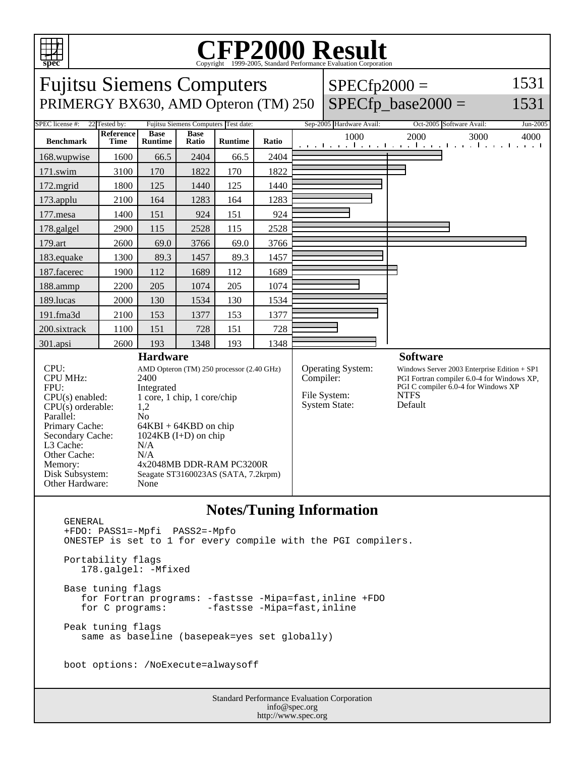# CFP2000 Result

Copyright 1999-2005, Standard Performance Evaluation Corporation

## Fujitsu Siemens Computers
PRIMERGY BX630, AMD Opteron (TM) 250

SPECfp2000 = 1531
SPECfp_base2000 = 1531

| SPEC license #: | 22 | Tested by: | Fujitsu Siemens Computers | Test date: | Sep-2005 | Hardware Avail: | Oct-2005 | Software Avail: | Jun-2005 |
|---|---|---|---|---|---|---|---|---|---|

| Benchmark | Reference Time | Base Runtime | Base Ratio | Runtime | Ratio |
|---|---|---|---|---|---|
| 168.wupwise | 1600 | 66.5 | 2404 | 66.5 | 2404 |
| 171.swim | 3100 | 170 | 1822 | 170 | 1822 |
| 172.mgrid | 1800 | 125 | 1440 | 125 | 1440 |
| 173.applu | 2100 | 164 | 1283 | 164 | 1283 |
| 177.mesa | 1400 | 151 | 924 | 151 | 924 |
| 178.galgel | 2900 | 115 | 2528 | 115 | 2528 |
| 179.art | 2600 | 69.0 | 3766 | 69.0 | 3766 |
| 183.equake | 1300 | 89.3 | 1457 | 89.3 | 1457 |
| 187.facerec | 1900 | 112 | 1689 | 112 | 1689 |
| 188.ammp | 2200 | 205 | 1074 | 205 | 1074 |
| 189.lucas | 2000 | 130 | 1534 | 130 | 1534 |
| 191.fma3d | 2100 | 153 | 1377 | 153 | 1377 |
| 200.sixtrack | 1100 | 151 | 728 | 151 | 728 |
| 301.apsi | 2600 | 193 | 1348 | 193 | 1348 |

### Hardware

| | |
|---|---|
| CPU: | AMD Opteron (TM) 250 processor (2.40 GHz) |
| CPU MHz: | 2400 |
| FPU: | Integrated |
| CPU(s) enabled: | 1 core, 1 chip, 1 core/chip |
| CPU(s) orderable: | 1,2 |
| Parallel: | No |
| Primary Cache: | 64KBI + 64KBD on chip |
| Secondary Cache: | 1024KB (I+D) on chip |
| L3 Cache: | N/A |
| Other Cache: | N/A |
| Memory: | 4x2048MB DDR-RAM PC3200R |
| Disk Subsystem: | Seagate ST3160023AS (SATA, 7.2krpm) |
| Other Hardware: | None |

### Software

| | |
|---|---|
| Operating System: | Windows Server 2003 Enterprise Edition + SP1 |
| Compiler: | PGI Fortran compiler 6.0-4 for Windows XP, PGI C compiler 6.0-4 for Windows XP |
| File System: | NTFS |
| System State: | Default |

## Notes/Tuning Information

```
GENERAL
+FDO: PASS1=-Mpfi  PASS2=-Mpfo
ONESTEP is set to 1 for every compile with the PGI compilers.

Portability flags
   178.galgel: -Mfixed

Base tuning flags
   for Fortran programs: -fastsse -Mipa=fast,inline +FDO
   for C programs:       -fastsse -Mipa=fast,inline

Peak tuning flags
   same as baseline (basepeak=yes set globally)


boot options: /NoExecute=alwaysoff
```

Standard Performance Evaluation Corporation
info@spec.org
http://www.spec.org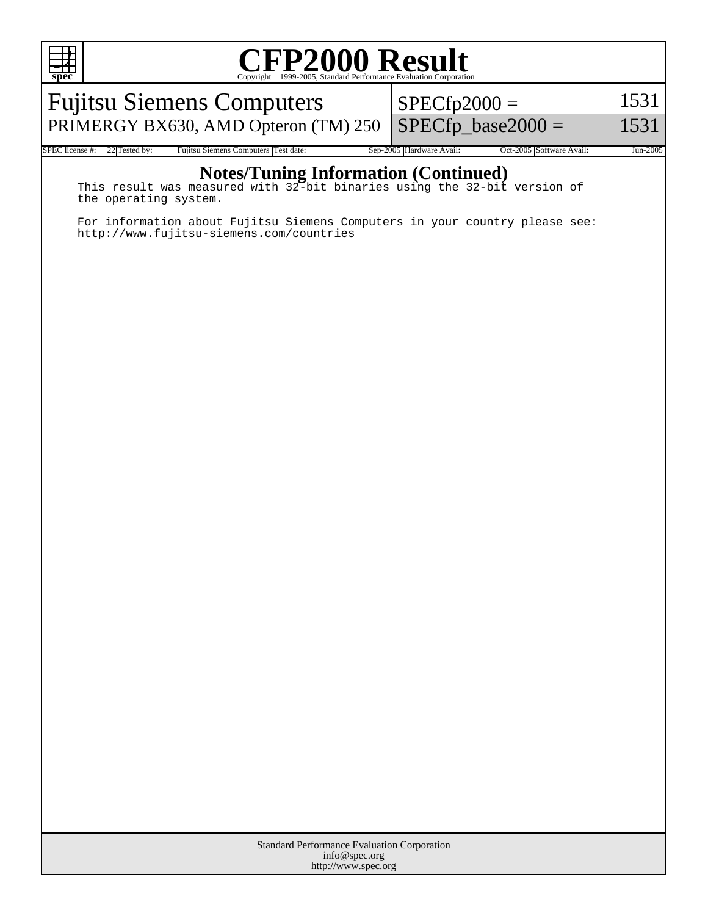# CFP2000 Result

Copyright 1999-2005, Standard Performance Evaluation Corporation

Fujitsu Siemens Computers
PRIMERGY BX630, AMD Opteron (TM) 250

SPECfp2000 = 1531
SPECfp_base2000 = 1531

| SPEC license #: | 22 | Tested by: | Fujitsu Siemens Computers | Test date: | Sep-2005 | Hardware Avail: | Oct-2005 | Software Avail: | Jun-2005 |
|---|---|---|---|---|---|---|---|---|---|

## Notes/Tuning Information (Continued)

```
This result was measured with 32-bit binaries using the 32-bit version of
the operating system.

For information about Fujitsu Siemens Computers in your country please see:
http://www.fujitsu-siemens.com/countries
```

Standard Performance Evaluation Corporation
info@spec.org
http://www.spec.org